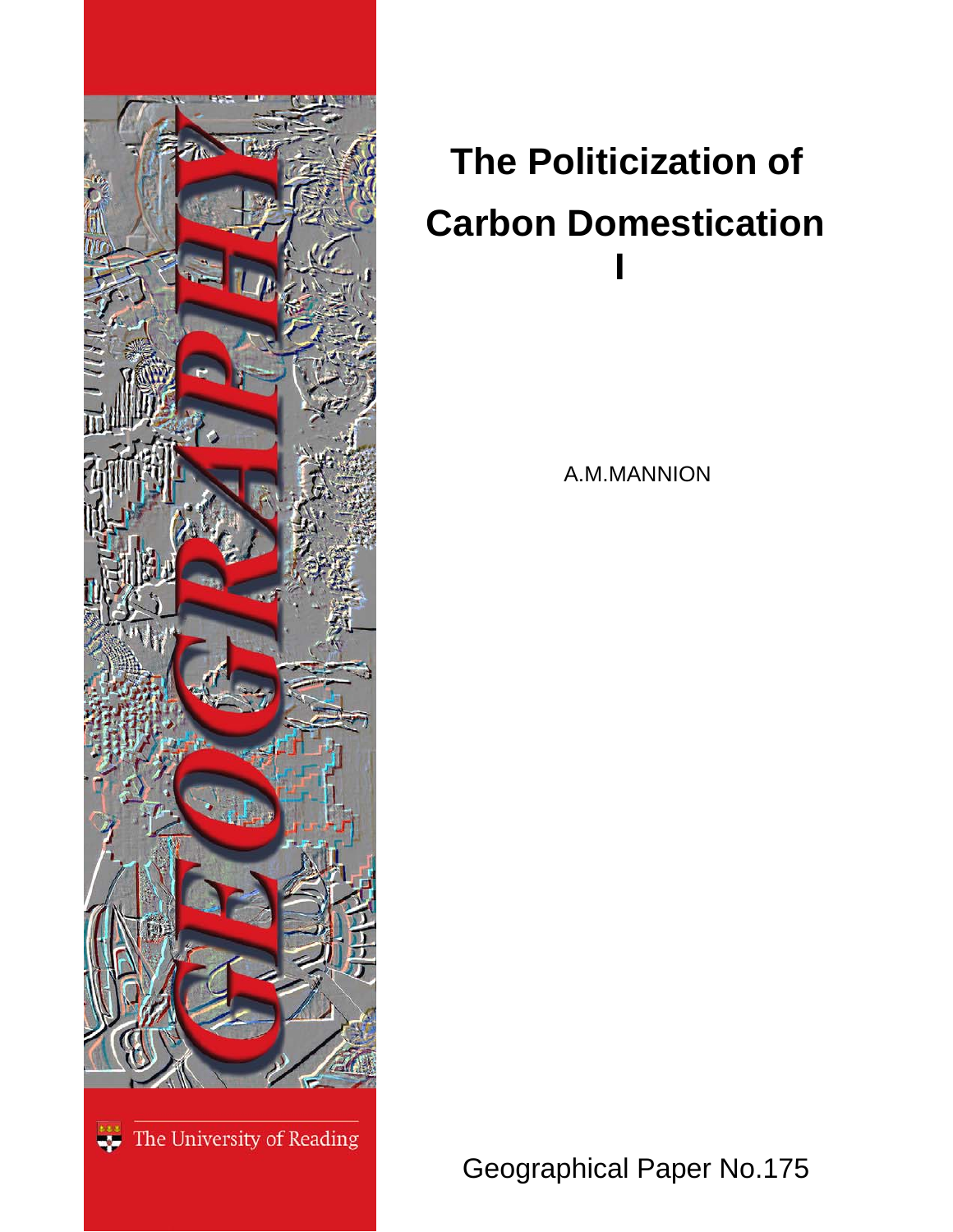# The Politicization of Carbon Domestication I

A.M.MANNION

GEOGRAPHY

The University of Reading

Geographical Paper No.175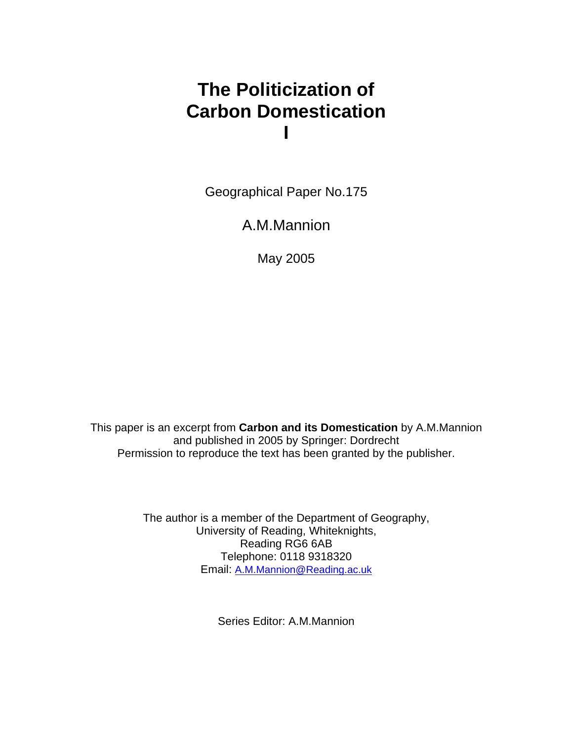# The Politicization of Carbon Domestication I

Geographical Paper No.175

A.M.Mannion

May 2005

This paper is an excerpt from **Carbon and its Domestication** by A.M.Mannion and published in 2005 by Springer: Dordrecht
Permission to reproduce the text has been granted by the publisher.

The author is a member of the Department of Geography,
University of Reading, Whiteknights,
Reading RG6 6AB
Telephone: 0118 9318320
Email: A.M.Mannion@Reading.ac.uk

Series Editor: A.M.Mannion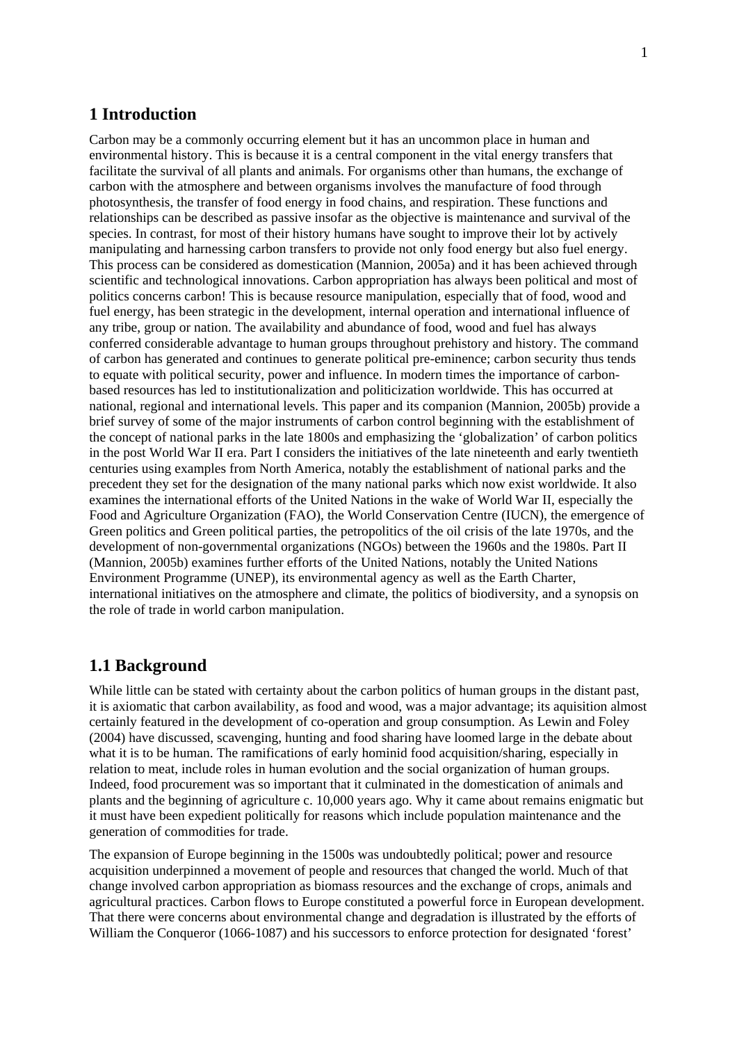# 1 Introduction

Carbon may be a commonly occurring element but it has an uncommon place in human and environmental history. This is because it is a central component in the vital energy transfers that facilitate the survival of all plants and animals. For organisms other than humans, the exchange of carbon with the atmosphere and between organisms involves the manufacture of food through photosynthesis, the transfer of food energy in food chains, and respiration. These functions and relationships can be described as passive insofar as the objective is maintenance and survival of the species. In contrast, for most of their history humans have sought to improve their lot by actively manipulating and harnessing carbon transfers to provide not only food energy but also fuel energy. This process can be considered as domestication (Mannion, 2005a) and it has been achieved through scientific and technological innovations. Carbon appropriation has always been political and most of politics concerns carbon! This is because resource manipulation, especially that of food, wood and fuel energy, has been strategic in the development, internal operation and international influence of any tribe, group or nation. The availability and abundance of food, wood and fuel has always conferred considerable advantage to human groups throughout prehistory and history. The command of carbon has generated and continues to generate political pre-eminence; carbon security thus tends to equate with political security, power and influence. In modern times the importance of carbon-based resources has led to institutionalization and politicization worldwide. This has occurred at national, regional and international levels. This paper and its companion (Mannion, 2005b) provide a brief survey of some of the major instruments of carbon control beginning with the establishment of the concept of national parks in the late 1800s and emphasizing the 'globalization' of carbon politics in the post World War II era. Part I considers the initiatives of the late nineteenth and early twentieth centuries using examples from North America, notably the establishment of national parks and the precedent they set for the designation of the many national parks which now exist worldwide. It also examines the international efforts of the United Nations in the wake of World War II, especially the Food and Agriculture Organization (FAO), the World Conservation Centre (IUCN), the emergence of Green politics and Green political parties, the petropolitics of the oil crisis of the late 1970s, and the development of non-governmental organizations (NGOs) between the 1960s and the 1980s. Part II (Mannion, 2005b) examines further efforts of the United Nations, notably the United Nations Environment Programme (UNEP), its environmental agency as well as the Earth Charter, international initiatives on the atmosphere and climate, the politics of biodiversity, and a synopsis on the role of trade in world carbon manipulation.

## 1.1 Background

While little can be stated with certainty about the carbon politics of human groups in the distant past, it is axiomatic that carbon availability, as food and wood, was a major advantage; its auisition almost certainly featured in the development of co-operation and group consumption. As Lewin and Foley (2004) have discussed, scavenging, hunting and food sharing have loomed large in the debate about what it is to be human. The ramifications of early hominid food acquisition/sharing, especially in relation to meat, include roles in human evolution and the social organization of human groups. Indeed, food procurement was so important that it culminated in the domestication of animals and plants and the beginning of agriculture c. 10,000 years ago. Why it came about remains enigmatic but it must have been expedient politically for reasons which include population maintenance and the generation of commodities for trade.

The expansion of Europe beginning in the 1500s was undoubtedly political; power and resource acquisition underpinned a movement of people and resources that changed the world. Much of that change involved carbon appropriation as biomass resources and the exchange of crops, animals and agricultural practices. Carbon flows to Europe constituted a powerful force in European development. That there were concerns about environmental change and degradation is illustrated by the efforts of William the Conqueror (1066-1087) and his successors to enforce protection for designated 'forest'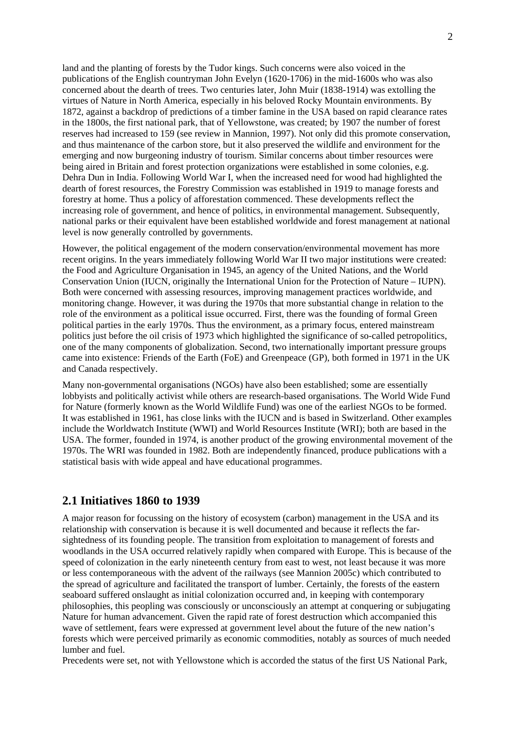land and the planting of forests by the Tudor kings. Such concerns were also voiced in the publications of the English countryman John Evelyn (1620-1706) in the mid-1600s who was also concerned about the dearth of trees. Two centuries later, John Muir (1838-1914) was extolling the virtues of Nature in North America, especially in his beloved Rocky Mountain environments. By 1872, against a backdrop of predictions of a timber famine in the USA based on rapid clearance rates in the 1800s, the first national park, that of Yellowstone, was created; by 1907 the number of forest reserves had increased to 159 (see review in Mannion, 1997). Not only did this promote conservation, and thus maintenance of the carbon store, but it also preserved the wildlife and environment for the emerging and now burgeoning industry of tourism. Similar concerns about timber resources were being aired in Britain and forest protection organizations were established in some colonies, e.g. Dehra Dun in India. Following World War I, when the increased need for wood had highlighted the dearth of forest resources, the Forestry Commission was established in 1919 to manage forests and forestry at home. Thus a policy of afforestation commenced. These developments reflect the increasing role of government, and hence of politics, in environmental management. Subsequently, national parks or their equivalent have been established worldwide and forest management at national level is now generally controlled by governments.

However, the political engagement of the modern conservation/environmental movement has more recent origins. In the years immediately following World War II two major institutions were created: the Food and Agriculture Organisation in 1945, an agency of the United Nations, and the World Conservation Union (IUCN, originally the International Union for the Protection of Nature – IUPN). Both were concerned with assessing resources, improving management practices worldwide, and monitoring change. However, it was during the 1970s that more substantial change in relation to the role of the environment as a political issue occurred. First, there was the founding of formal Green political parties in the early 1970s. Thus the environment, as a primary focus, entered mainstream politics just before the oil crisis of 1973 which highlighted the significance of so-called petropolitics, one of the many components of globalization. Second, two internationally important pressure groups came into existence: Friends of the Earth (FoE) and Greenpeace (GP), both formed in 1971 in the UK and Canada respectively.

Many non-governmental organisations (NGOs) have also been established; some are essentially lobbyists and politically activist while others are research-based organisations. The World Wide Fund for Nature (formerly known as the World Wildlife Fund) was one of the earliest NGOs to be formed. It was established in 1961, has close links with the IUCN and is based in Switzerland. Other examples include the Worldwatch Institute (WWI) and World Resources Institute (WRI); both are based in the USA. The former, founded in 1974, is another product of the growing environmental movement of the 1970s. The WRI was founded in 1982. Both are independently financed, produce publications with a statistical basis with wide appeal and have educational programmes.

## 2.1 Initiatives 1860 to 1939

A major reason for focussing on the history of ecosystem (carbon) management in the USA and its relationship with conservation is because it is well documented and because it reflects the far-sightedness of its founding people. The transition from exploitation to management of forests and woodlands in the USA occurred relatively rapidly when compared with Europe. This is because of the speed of colonization in the early nineteenth century from east to west, not least because it was more or less contemporaneous with the advent of the railways (see Mannion 2005c) which contributed to the spread of agriculture and facilitated the transport of lumber. Certainly, the forests of the eastern seaboard suffered onslaught as initial colonization occurred and, in keeping with contemporary philosophies, this peopling was consciously or unconsciously an attempt at conquering or subjugating Nature for human advancement. Given the rapid rate of forest destruction which accompanied this wave of settlement, fears were expressed at government level about the future of the new nation's forests which were perceived primarily as economic commodities, notably as sources of much needed lumber and fuel.

Precedents were set, not with Yellowstone which is accorded the status of the first US National Park,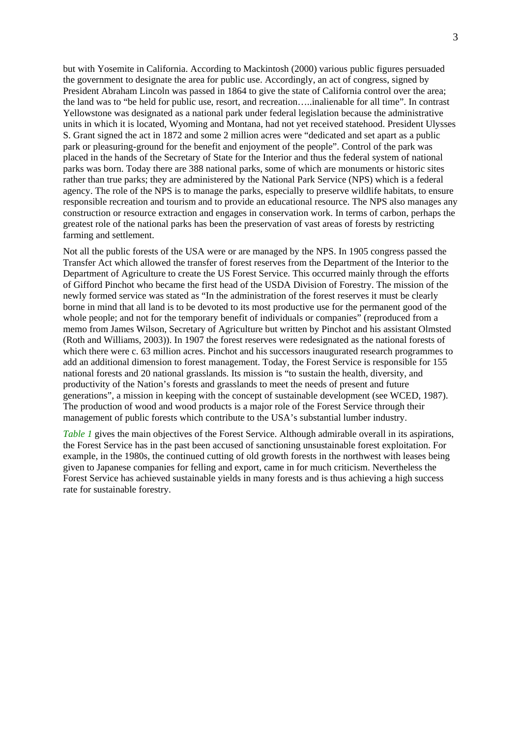but with Yosemite in California. According to Mackintosh (2000) various public figures persuaded the government to designate the area for public use. Accordingly, an act of congress, signed by President Abraham Lincoln was passed in 1864 to give the state of California control over the area; the land was to "be held for public use, resort, and recreation…..inalienable for all time". In contrast Yellowstone was designated as a national park under federal legislation because the administrative units in which it is located, Wyoming and Montana, had not yet received statehood. President Ulysses S. Grant signed the act in 1872 and some 2 million acres were "dedicated and set apart as a public park or pleasuring-ground for the benefit and enjoyment of the people". Control of the park was placed in the hands of the Secretary of State for the Interior and thus the federal system of national parks was born. Today there are 388 national parks, some of which are monuments or historic sites rather than true parks; they are administered by the National Park Service (NPS) which is a federal agency. The role of the NPS is to manage the parks, especially to preserve wildlife habitats, to ensure responsible recreation and tourism and to provide an educational resource. The NPS also manages any construction or resource extraction and engages in conservation work. In terms of carbon, perhaps the greatest role of the national parks has been the preservation of vast areas of forests by restricting farming and settlement.

Not all the public forests of the USA were or are managed by the NPS. In 1905 congress passed the Transfer Act which allowed the transfer of forest reserves from the Department of the Interior to the Department of Agriculture to create the US Forest Service. This occurred mainly through the efforts of Gifford Pinchot who became the first head of the USDA Division of Forestry. The mission of the newly formed service was stated as "In the administration of the forest reserves it must be clearly borne in mind that all land is to be devoted to its most productive use for the permanent good of the whole people; and not for the temporary benefit of individuals or companies" (reproduced from a memo from James Wilson, Secretary of Agriculture but written by Pinchot and his assistant Olmsted (Roth and Williams, 2003)). In 1907 the forest reserves were redesignated as the national forests of which there were c. 63 million acres. Pinchot and his successors inaugurated research programmes to add an additional dimension to forest management. Today, the Forest Service is responsible for 155 national forests and 20 national grasslands. Its mission is "to sustain the health, diversity, and productivity of the Nation's forests and grasslands to meet the needs of present and future generations", a mission in keeping with the concept of sustainable development (see WCED, 1987). The production of wood and wood products is a major role of the Forest Service through their management of public forests which contribute to the USA's substantial lumber industry.

*Table 1* gives the main objectives of the Forest Service. Although admirable overall in its aspirations, the Forest Service has in the past been accused of sanctioning unsustainable forest exploitation. For example, in the 1980s, the continued cutting of old growth forests in the northwest with leases being given to Japanese companies for felling and export, came in for much criticism. Nevertheless the Forest Service has achieved sustainable yields in many forests and is thus achieving a high success rate for sustainable forestry.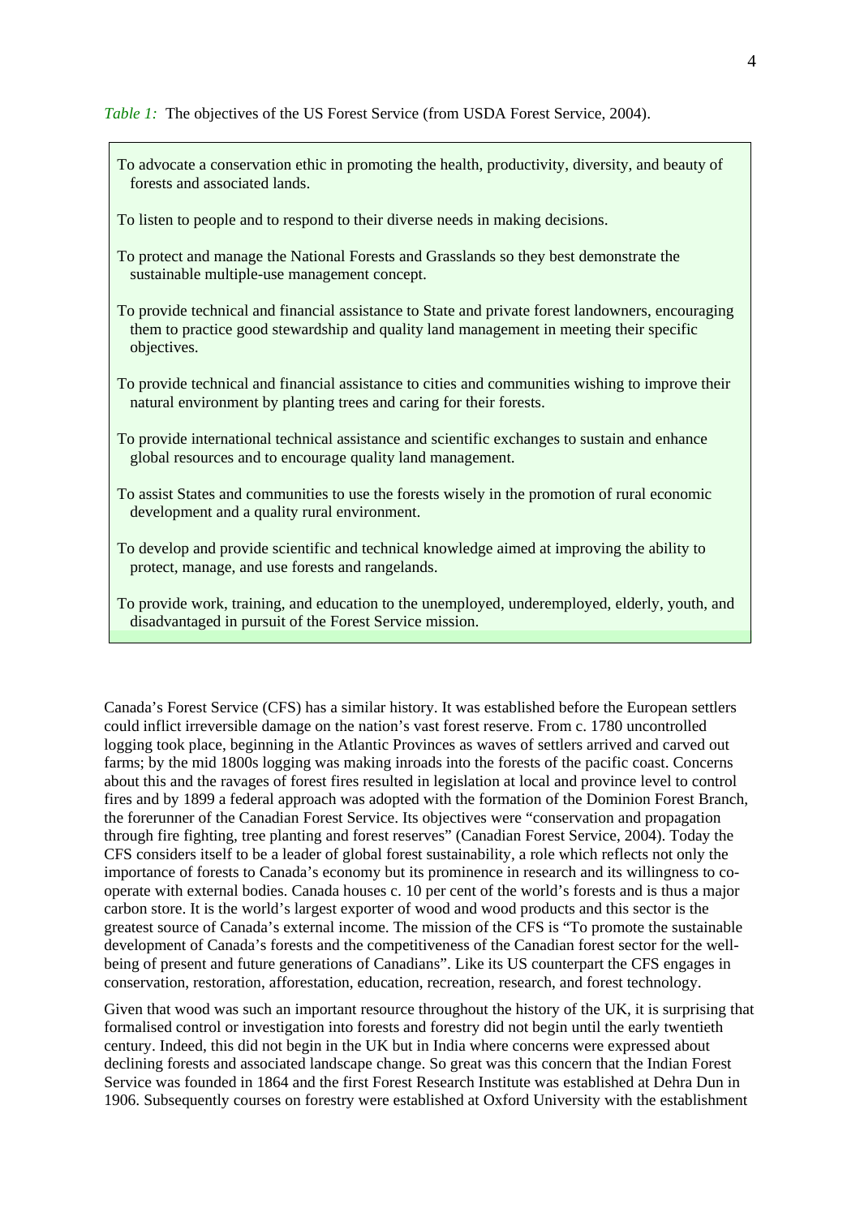*Table 1:* The objectives of the US Forest Service (from USDA Forest Service, 2004).

| |
|---|
| To advocate a conservation ethic in promoting the health, productivity, diversity, and beauty of forests and associated lands. |
| To listen to people and to respond to their diverse needs in making decisions. |
| To protect and manage the National Forests and Grasslands so they best demonstrate the sustainable multiple-use management concept. |
| To provide technical and financial assistance to State and private forest landowners, encouraging them to practice good stewardship and quality land management in meeting their specific objectives. |
| To provide technical and financial assistance to cities and communities wishing to improve their natural environment by planting trees and caring for their forests. |
| To provide international technical assistance and scientific exchanges to sustain and enhance global resources and to encourage quality land management. |
| To assist States and communities to use the forests wisely in the promotion of rural economic development and a quality rural environment. |
| To develop and provide scientific and technical knowledge aimed at improving the ability to protect, manage, and use forests and rangelands. |
| To provide work, training, and education to the unemployed, underemployed, elderly, youth, and disadvantaged in pursuit of the Forest Service mission. |

Canada's Forest Service (CFS) has a similar history. It was established before the European settlers could inflict irreversible damage on the nation's vast forest reserve. From c. 1780 uncontrolled logging took place, beginning in the Atlantic Provinces as waves of settlers arrived and carved out farms; by the mid 1800s logging was making inroads into the forests of the pacific coast. Concerns about this and the ravages of forest fires resulted in legislation at local and province level to control fires and by 1899 a federal approach was adopted with the formation of the Dominion Forest Branch, the forerunner of the Canadian Forest Service. Its objectives were "conservation and propagation through fire fighting, tree planting and forest reserves" (Canadian Forest Service, 2004). Today the CFS considers itself to be a leader of global forest sustainability, a role which reflects not only the importance of forests to Canada's economy but its prominence in research and its willingness to co-operate with external bodies. Canada houses c. 10 per cent of the world's forests and is thus a major carbon store. It is the world's largest exporter of wood and wood products and this sector is the greatest source of Canada's external income. The mission of the CFS is "To promote the sustainable development of Canada's forests and the competitiveness of the Canadian forest sector for the well-being of present and future generations of Canadians". Like its US counterpart the CFS engages in conservation, restoration, afforestation, education, recreation, research, and forest technology.

Given that wood was such an important resource throughout the history of the UK, it is surprising that formalised control or investigation into forests and forestry did not begin until the early twentieth century. Indeed, this did not begin in the UK but in India where concerns were expressed about declining forests and associated landscape change. So great was this concern that the Indian Forest Service was founded in 1864 and the first Forest Research Institute was established at Dehra Dun in 1906. Subsequently courses on forestry were established at Oxford University with the establishment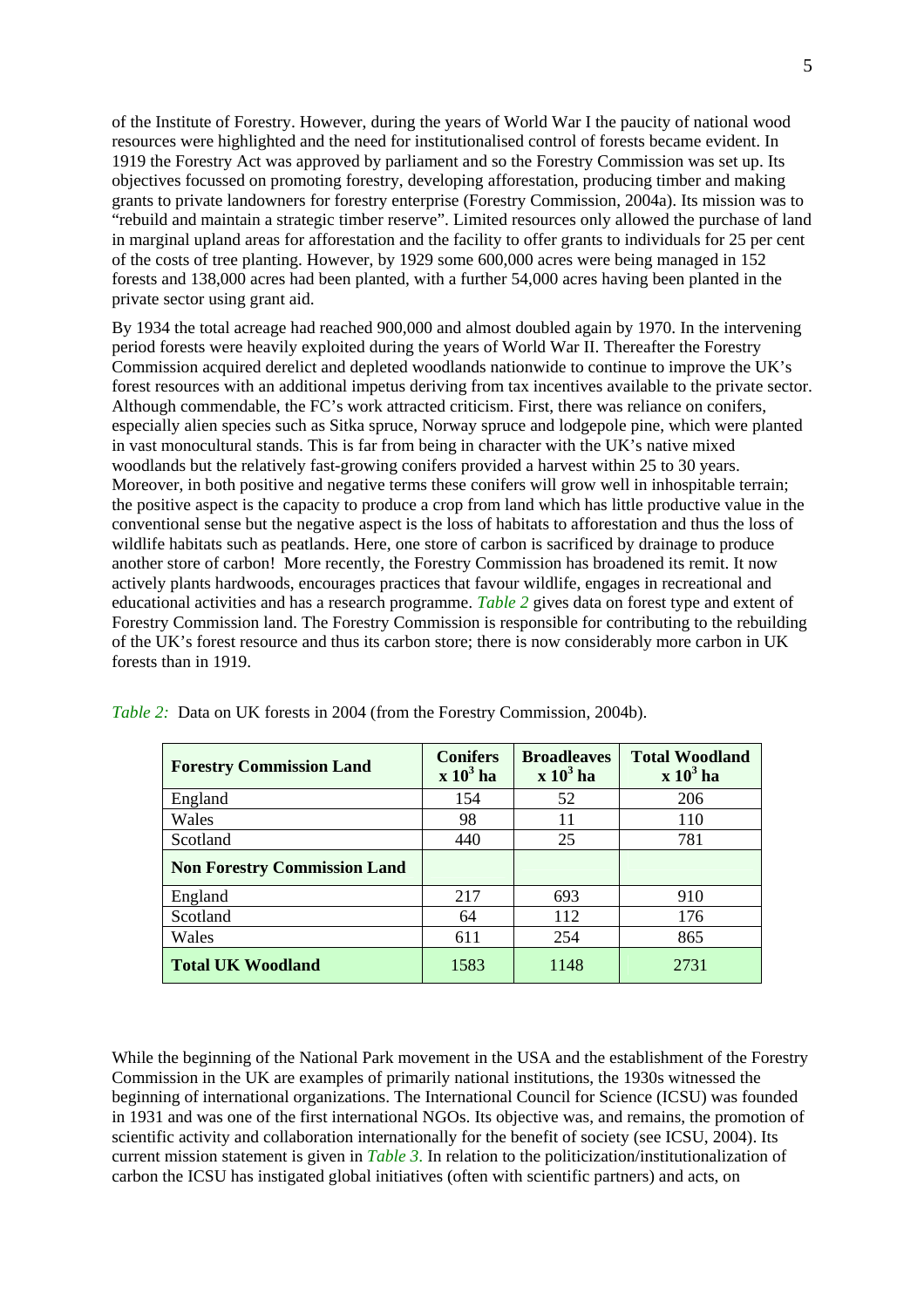of the Institute of Forestry. However, during the years of World War I the paucity of national wood resources were highlighted and the need for institutionalised control of forests became evident. In 1919 the Forestry Act was approved by parliament and so the Forestry Commission was set up. Its objectives focussed on promoting forestry, developing afforestation, producing timber and making grants to private landowners for forestry enterprise (Forestry Commission, 2004a). Its mission was to "rebuild and maintain a strategic timber reserve". Limited resources only allowed the purchase of land in marginal upland areas for afforestation and the facility to offer grants to individuals for 25 per cent of the costs of tree planting. However, by 1929 some 600,000 acres were being managed in 152 forests and 138,000 acres had been planted, with a further 54,000 acres having been planted in the private sector using grant aid.

By 1934 the total acreage had reached 900,000 and almost doubled again by 1970. In the intervening period forests were heavily exploited during the years of World War II. Thereafter the Forestry Commission acquired derelict and depleted woodlands nationwide to continue to improve the UK's forest resources with an additional impetus deriving from tax incentives available to the private sector. Although commendable, the FC's work attracted criticism. First, there was reliance on conifers, especially alien species such as Sitka spruce, Norway spruce and lodgepole pine, which were planted in vast monocultural stands. This is far from being in character with the UK's native mixed woodlands but the relatively fast-growing conifers provided a harvest within 25 to 30 years. Moreover, in both positive and negative terms these conifers will grow well in inhospitable terrain; the positive aspect is the capacity to produce a crop from land which has little productive value in the conventional sense but the negative aspect is the loss of habitats to afforestation and thus the loss of wildlife habitats such as peatlands. Here, one store of carbon is sacrificed by drainage to produce another store of carbon! More recently, the Forestry Commission has broadened its remit. It now actively plants hardwoods, encourages practices that favour wildlife, engages in recreational and educational activities and has a research programme. *Table 2* gives data on forest type and extent of Forestry Commission land. The Forestry Commission is responsible for contributing to the rebuilding of the UK's forest resource and thus its carbon store; there is now considerably more carbon in UK forests than in 1919.

*Table 2:* Data on UK forests in 2004 (from the Forestry Commission, 2004b).

| **Forestry Commission Land** | **Conifers $x\ 10^3$ ha** | **Broadleaves $x\ 10^3$ ha** | **Total Woodland $x\ 10^3$ ha** |
|---|---|---|---|
| England | 154 | 52 | 206 |
| Wales | 98 | 11 | 110 |
| Scotland | 440 | 25 | 781 |
| **Non Forestry Commission Land** | | | |
| England | 217 | 693 | 910 |
| Scotland | 64 | 112 | 176 |
| Wales | 611 | 254 | 865 |
| **Total UK Woodland** | 1583 | 1148 | 2731 |

While the beginning of the National Park movement in the USA and the establishment of the Forestry Commission in the UK are examples of primarily national institutions, the 1930s witnessed the beginning of international organizations. The International Council for Science (ICSU) was founded in 1931 and was one of the first international NGOs. Its objective was, and remains, the promotion of scientific activity and collaboration internationally for the benefit of society (see ICSU, 2004). Its current mission statement is given in *Table 3*. In relation to the politicization/institutionalization of carbon the ICSU has instigated global initiatives (often with scientific partners) and acts, on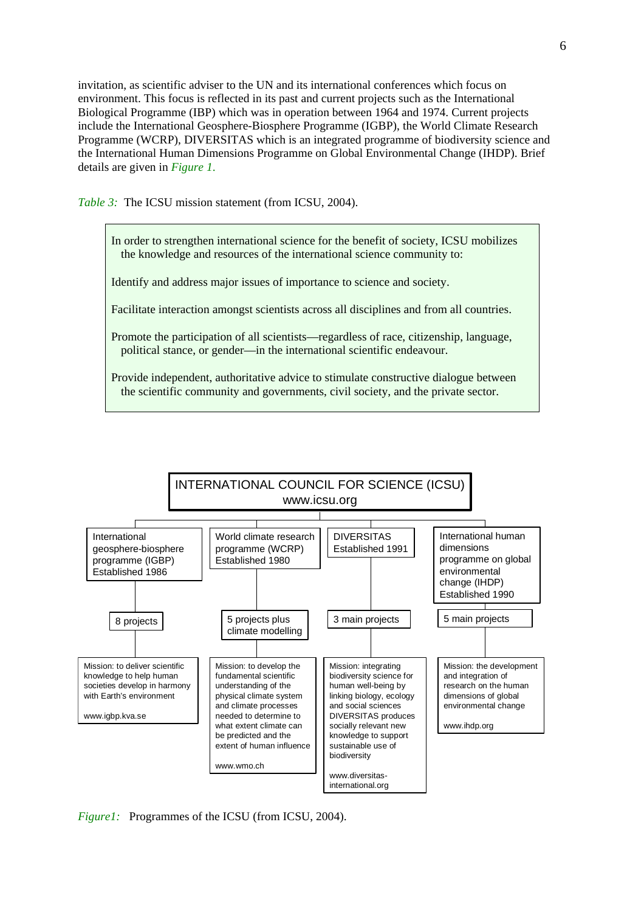invitation, as scientific adviser to the UN and its international conferences which focus on environment. This focus is reflected in its past and current projects such as the International Biological Programme (IBP) which was in operation between 1964 and 1974. Current projects include the International Geosphere-Biosphere Programme (IGBP), the World Climate Research Programme (WCRP), DIVERSITAS which is an integrated programme of biodiversity science and the International Human Dimensions Programme on Global Environmental Change (IHDP). Brief details are given in *Figure 1.*

*Table 3:* The ICSU mission statement (from ICSU, 2004).

| In order to strengthen international science for the benefit of society, ICSU mobilizes the knowledge and resources of the international science community to: |
|---|
| Identify and address major issues of importance to science and society. |
| Facilitate interaction amongst scientists across all disciplines and from all countries. |
| Promote the participation of all scientists—regardless of race, citizenship, language, political stance, or gender—in the international scientific endeavour. |
| Provide independent, authoritative advice to stimulate constructive dialogue between the scientific community and governments, civil society, and the private sector. |

**INTERNATIONAL COUNCIL FOR SCIENCE (ICSU)**
www.icsu.org

| International geosphere-biosphere programme (IGBP) Established 1986 | World climate research programme (WCRP) Established 1980 | DIVERSITAS Established 1991 | International human dimensions programme on global environmental change (IHDP) Established 1990 |
|---|---|---|---|
| 8 projects | 5 projects plus climate modelling | 3 main projects | 5 main projects |
| Mission: to deliver scientific knowledge to help human societies develop in harmony with Earth's environment<br><br>www.igbp.kva.se | Mission: to develop the fundamental scientific understanding of the physical climate system and climate processes needed to determine to what extent climate can be predicted and the extent of human influence<br><br>www.wmo.ch | Mission: integrating biodiversity science for human well-being by linking biology, ecology and social sciences DIVERSITAS produces socially relevant new knowledge to support sustainable use of biodiversity<br><br>www.diversitas-international.org | Mission: the development and integration of research on the human dimensions of global environmental change<br><br>www.ihdp.org |

*Figure1:* Programmes of the ICSU (from ICSU, 2004).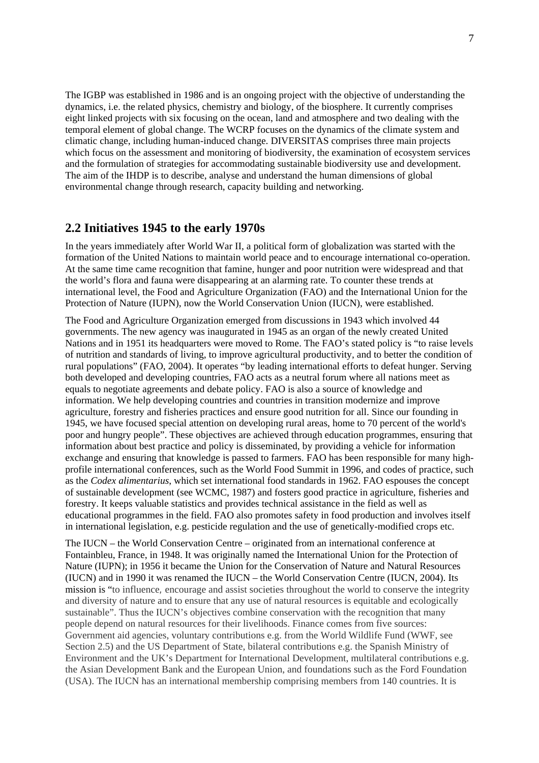The IGBP was established in 1986 and is an ongoing project with the objective of understanding the dynamics, i.e. the related physics, chemistry and biology, of the biosphere. It currently comprises eight linked projects with six focusing on the ocean, land and atmosphere and two dealing with the temporal element of global change. The WCRP focuses on the dynamics of the climate system and climatic change, including human-induced change. DIVERSITAS comprises three main projects which focus on the assessment and monitoring of biodiversity, the examination of ecosystem services and the formulation of strategies for accommodating sustainable biodiversity use and development. The aim of the IHDP is to describe, analyse and understand the human dimensions of global environmental change through research, capacity building and networking.

## 2.2 Initiatives 1945 to the early 1970s

In the years immediately after World War II, a political form of globalization was started with the formation of the United Nations to maintain world peace and to encourage international co-operation. At the same time came recognition that famine, hunger and poor nutrition were widespread and that the world's flora and fauna were disappearing at an alarming rate. To counter these trends at international level, the Food and Agriculture Organization (FAO) and the International Union for the Protection of Nature (IUPN), now the World Conservation Union (IUCN), were established.

The Food and Agriculture Organization emerged from discussions in 1943 which involved 44 governments. The new agency was inaugurated in 1945 as an organ of the newly created United Nations and in 1951 its headquarters were moved to Rome. The FAO's stated policy is "to raise levels of nutrition and standards of living, to improve agricultural productivity, and to better the condition of rural populations" (FAO, 2004). It operates "by leading international efforts to defeat hunger. Serving both developed and developing countries, FAO acts as a neutral forum where all nations meet as equals to negotiate agreements and debate policy. FAO is also a source of knowledge and information. We help developing countries and countries in transition modernize and improve agriculture, forestry and fisheries practices and ensure good nutrition for all. Since our founding in 1945, we have focused special attention on developing rural areas, home to 70 percent of the world's poor and hungry people". These objectives are achieved through education programmes, ensuring that information about best practice and policy is disseminated, by providing a vehicle for information exchange and ensuring that knowledge is passed to farmers. FAO has been responsible for many high-profile international conferences, such as the World Food Summit in 1996, and codes of practice, such as the *Codex alimentarius*, which set international food standards in 1962. FAO espouses the concept of sustainable development (see WCMC, 1987) and fosters good practice in agriculture, fisheries and forestry. It keeps valuable statistics and provides technical assistance in the field as well as educational programmes in the field. FAO also promotes safety in food production and involves itself in international legislation, e.g. pesticide regulation and the use of genetically-modified crops etc.

The IUCN – the World Conservation Centre – originated from an international conference at Fontainbleu, France, in 1948. It was originally named the International Union for the Protection of Nature (IUPN); in 1956 it became the Union for the Conservation of Nature and Natural Resources (IUCN) and in 1990 it was renamed the IUCN – the World Conservation Centre (IUCN, 2004). Its mission is "to influence, encourage and assist societies throughout the world to conserve the integrity and diversity of nature and to ensure that any use of natural resources is equitable and ecologically sustainable". Thus the IUCN's objectives combine conservation with the recognition that many people depend on natural resources for their livelihoods. Finance comes from five sources: Government aid agencies, voluntary contributions e.g. from the World Wildlife Fund (WWF, see Section 2.5) and the US Department of State, bilateral contributions e.g. the Spanish Ministry of Environment and the UK's Department for International Development, multilateral contributions e.g. the Asian Development Bank and the European Union, and foundations such as the Ford Foundation (USA). The IUCN has an international membership comprising members from 140 countries. It is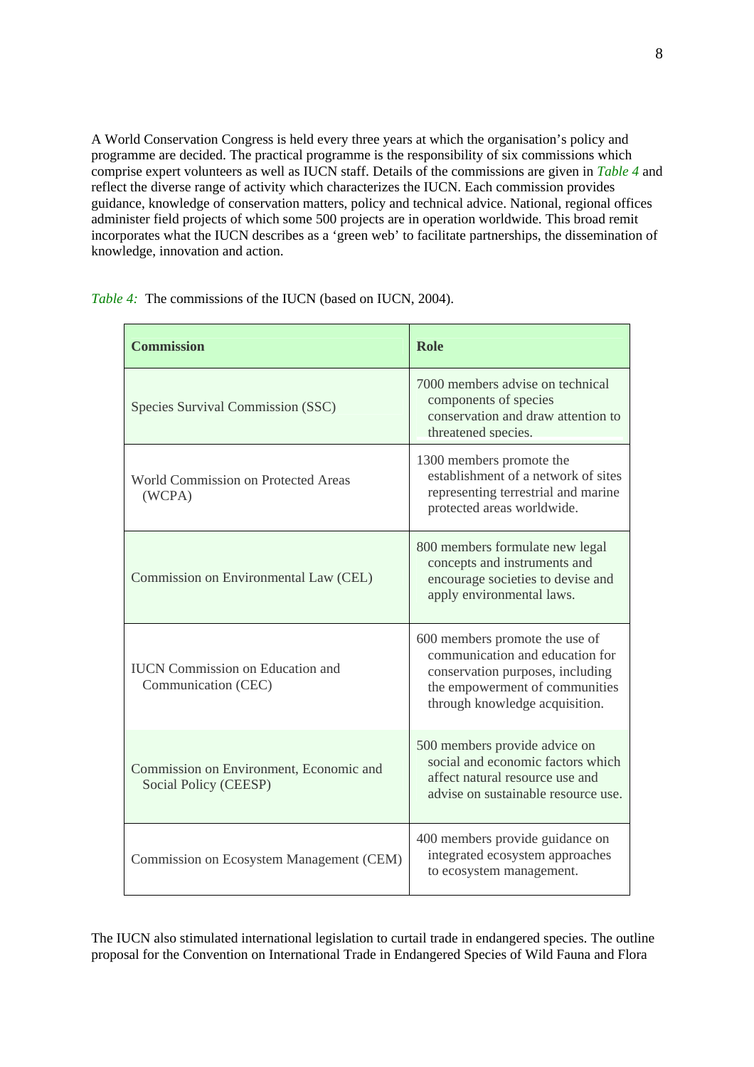A World Conservation Congress is held every three years at which the organisation's policy and programme are decided. The practical programme is the responsibility of six commissions which comprise expert volunteers as well as IUCN staff. Details of the commissions are given in *Table 4* and reflect the diverse range of activity which characterizes the IUCN. Each commission provides guidance, knowledge of conservation matters, policy and technical advice. National, regional offices administer field projects of which some 500 projects are in operation worldwide. This broad remit incorporates what the IUCN describes as a 'green web' to facilitate partnerships, the dissemination of knowledge, innovation and action.

*Table 4:* The commissions of the IUCN (based on IUCN, 2004).

| **Commission** | **Role** |
|---|---|
| Species Survival Commission (SSC) | 7000 members advise on technical components of species conservation and draw attention to threatened species. |
| World Commission on Protected Areas (WCPA) | 1300 members promote the establishment of a network of sites representing terrestrial and marine protected areas worldwide. |
| Commission on Environmental Law (CEL) | 800 members formulate new legal concepts and instruments and encourage societies to devise and apply environmental laws. |
| IUCN Commission on Education and Communication (CEC) | 600 members promote the use of communication and education for conservation purposes, including the empowerment of communities through knowledge acquisition. |
| Commission on Environment, Economic and Social Policy (CEESP) | 500 members provide advice on social and economic factors which affect natural resource use and advise on sustainable resource use. |
| Commission on Ecosystem Management (CEM) | 400 members provide guidance on integrated ecosystem approaches to ecosystem management. |

The IUCN also stimulated international legislation to curtail trade in endangered species. The outline proposal for the Convention on International Trade in Endangered Species of Wild Fauna and Flora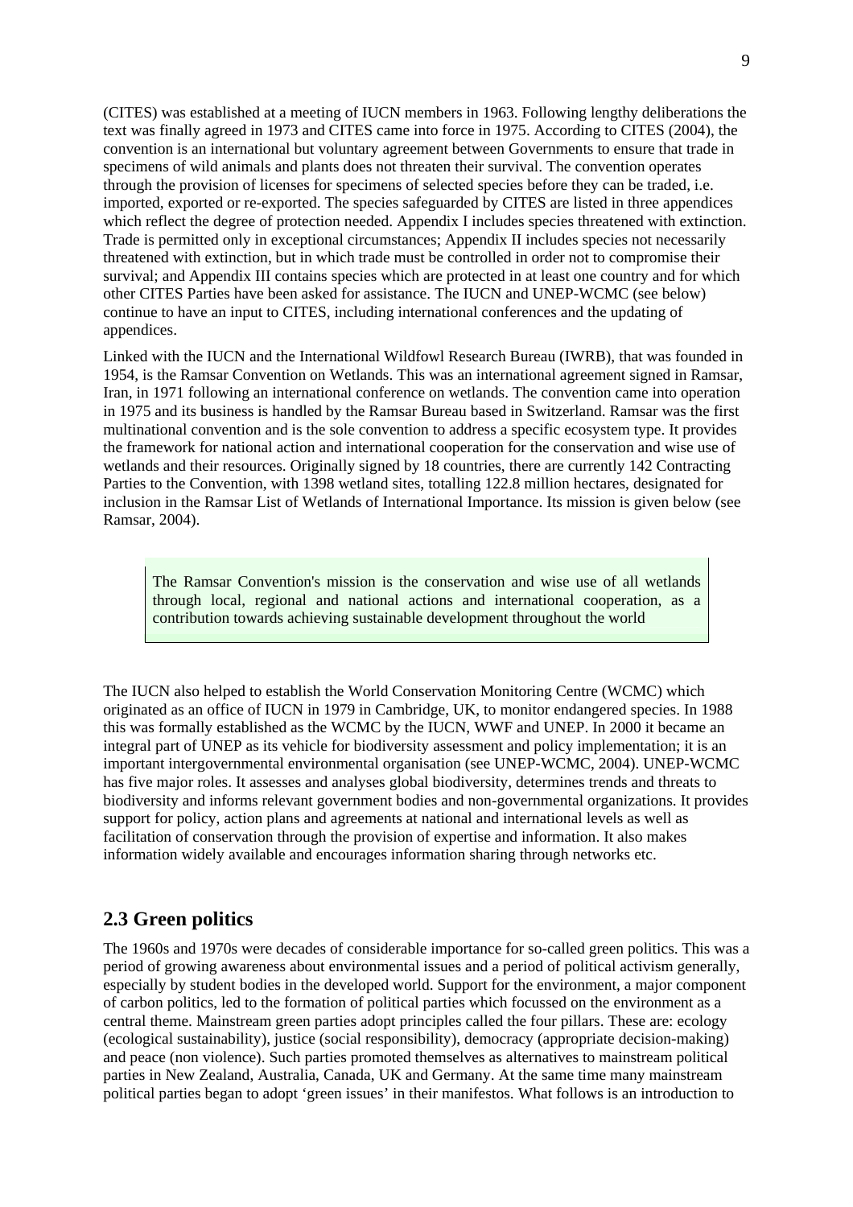(CITES) was established at a meeting of IUCN members in 1963. Following lengthy deliberations the text was finally agreed in 1973 and CITES came into force in 1975. According to CITES (2004), the convention is an international but voluntary agreement between Governments to ensure that trade in specimens of wild animals and plants does not threaten their survival. The convention operates through the provision of licenses for specimens of selected species before they can be traded, i.e. imported, exported or re-exported. The species safeguarded by CITES are listed in three appendices which reflect the degree of protection needed. Appendix I includes species threatened with extinction. Trade is permitted only in exceptional circumstances; Appendix II includes species not necessarily threatened with extinction, but in which trade must be controlled in order not to compromise their survival; and Appendix III contains species which are protected in at least one country and for which other CITES Parties have been asked for assistance. The IUCN and UNEP-WCMC (see below) continue to have an input to CITES, including international conferences and the updating of appendices.

Linked with the IUCN and the International Wildfowl Research Bureau (IWRB), that was founded in 1954, is the Ramsar Convention on Wetlands. This was an international agreement signed in Ramsar, Iran, in 1971 following an international conference on wetlands. The convention came into operation in 1975 and its business is handled by the Ramsar Bureau based in Switzerland. Ramsar was the first multinational convention and is the sole convention to address a specific ecosystem type. It provides the framework for national action and international cooperation for the conservation and wise use of wetlands and their resources. Originally signed by 18 countries, there are currently 142 Contracting Parties to the Convention, with 1398 wetland sites, totalling 122.8 million hectares, designated for inclusion in the Ramsar List of Wetlands of International Importance. Its mission is given below (see Ramsar, 2004).

> The Ramsar Convention's mission is the conservation and wise use of all wetlands through local, regional and national actions and international cooperation, as a contribution towards achieving sustainable development throughout the world

The IUCN also helped to establish the World Conservation Monitoring Centre (WCMC) which originated as an office of IUCN in 1979 in Cambridge, UK, to monitor endangered species. In 1988 this was formally established as the WCMC by the IUCN, WWF and UNEP. In 2000 it became an integral part of UNEP as its vehicle for biodiversity assessment and policy implementation; it is an important intergovernmental environmental organisation (see UNEP-WCMC, 2004). UNEP-WCMC has five major roles. It assesses and analyses global biodiversity, determines trends and threats to biodiversity and informs relevant government bodies and non-governmental organizations. It provides support for policy, action plans and agreements at national and international levels as well as facilitation of conservation through the provision of expertise and information. It also makes information widely available and encourages information sharing through networks etc.

## 2.3 Green politics

The 1960s and 1970s were decades of considerable importance for so-called green politics. This was a period of growing awareness about environmental issues and a period of political activism generally, especially by student bodies in the developed world. Support for the environment, a major component of carbon politics, led to the formation of political parties which focussed on the environment as a central theme. Mainstream green parties adopt principles called the four pillars. These are: ecology (ecological sustainability), justice (social responsibility), democracy (appropriate decision-making) and peace (non violence). Such parties promoted themselves as alternatives to mainstream political parties in New Zealand, Australia, Canada, UK and Germany. At the same time many mainstream political parties began to adopt 'green issues' in their manifestos. What follows is an introduction to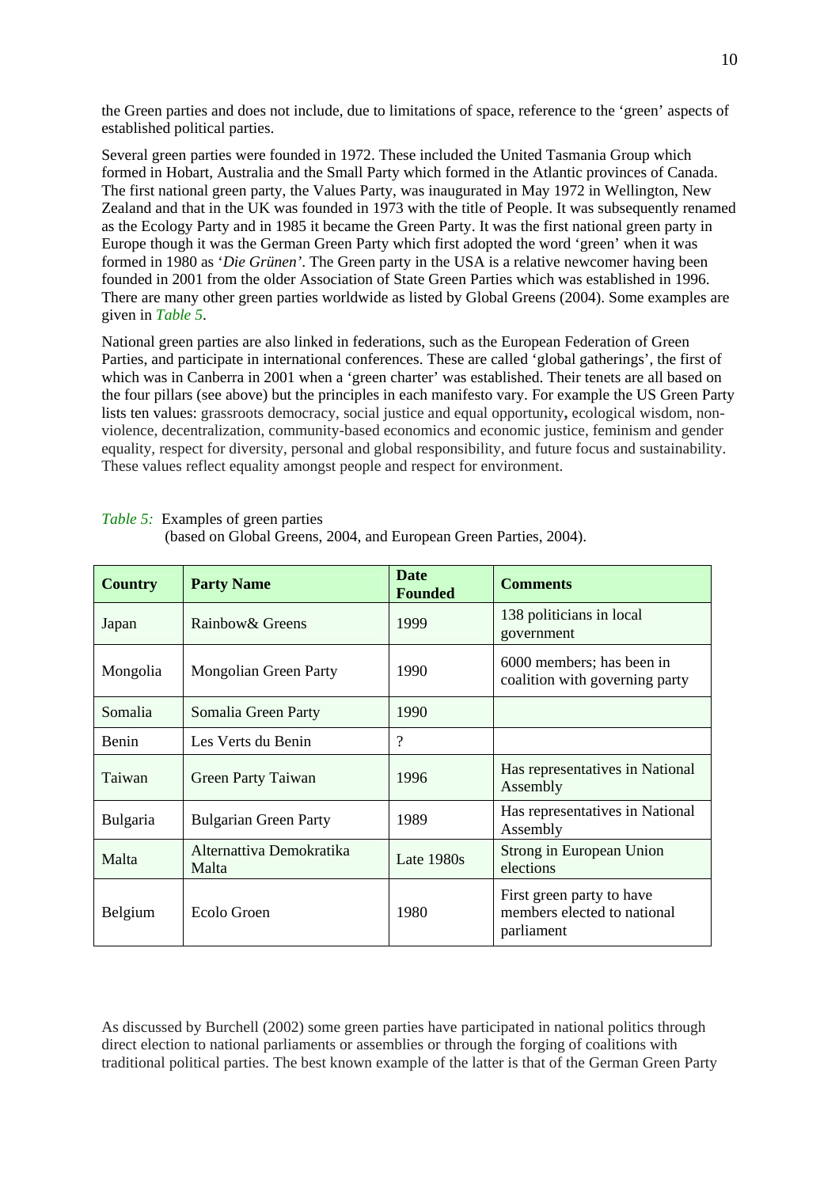the Green parties and does not include, due to limitations of space, reference to the 'green' aspects of established political parties.

Several green parties were founded in 1972. These included the United Tasmania Group which formed in Hobart, Australia and the Small Party which formed in the Atlantic provinces of Canada. The first national green party, the Values Party, was inaugurated in May 1972 in Wellington, New Zealand and that in the UK was founded in 1973 with the title of People. It was subsequently renamed as the Ecology Party and in 1985 it became the Green Party. It was the first national green party in Europe though it was the German Green Party which first adopted the word 'green' when it was formed in 1980 as '*Die Grünen*'. The Green party in the USA is a relative newcomer having been founded in 2001 from the older Association of State Green Parties which was established in 1996. There are many other green parties worldwide as listed by Global Greens (2004). Some examples are given in *Table 5*.

National green parties are also linked in federations, such as the European Federation of Green Parties, and participate in international conferences. These are called 'global gatherings', the first of which was in Canberra in 2001 when a 'green charter' was established. Their tenets are all based on the four pillars (see above) but the principles in each manifesto vary. For example the US Green Party lists ten values: grassroots democracy, social justice and equal opportunity**,** ecological wisdom, non-violence, decentralization, community-based economics and economic justice, feminism and gender equality, respect for diversity, personal and global responsibility, and future focus and sustainability. These values reflect equality amongst people and respect for environment.

*Table 5:* Examples of green parties (based on Global Greens, 2004, and European Green Parties, 2004).

| **Country** | **Party Name** | **Date Founded** | **Comments** |
|---|---|---|---|
| Japan | Rainbow& Greens | 1999 | 138 politicians in local government |
| Mongolia | Mongolian Green Party | 1990 | 6000 members; has been in coalition with governing party |
| Somalia | Somalia Green Party | 1990 | |
| Benin | Les Verts du Benin | ? | |
| Taiwan | Green Party Taiwan | 1996 | Has representatives in National Assembly |
| Bulgaria | Bulgarian Green Party | 1989 | Has representatives in National Assembly |
| Malta | Alternattiva Demokratika Malta | Late 1980s | Strong in European Union elections |
| Belgium | Ecolo Groen | 1980 | First green party to have members elected to national parliament |

As discussed by Burchell (2002) some green parties have participated in national politics through direct election to national parliaments or assemblies or through the forging of coalitions with traditional political parties. The best known example of the latter is that of the German Green Party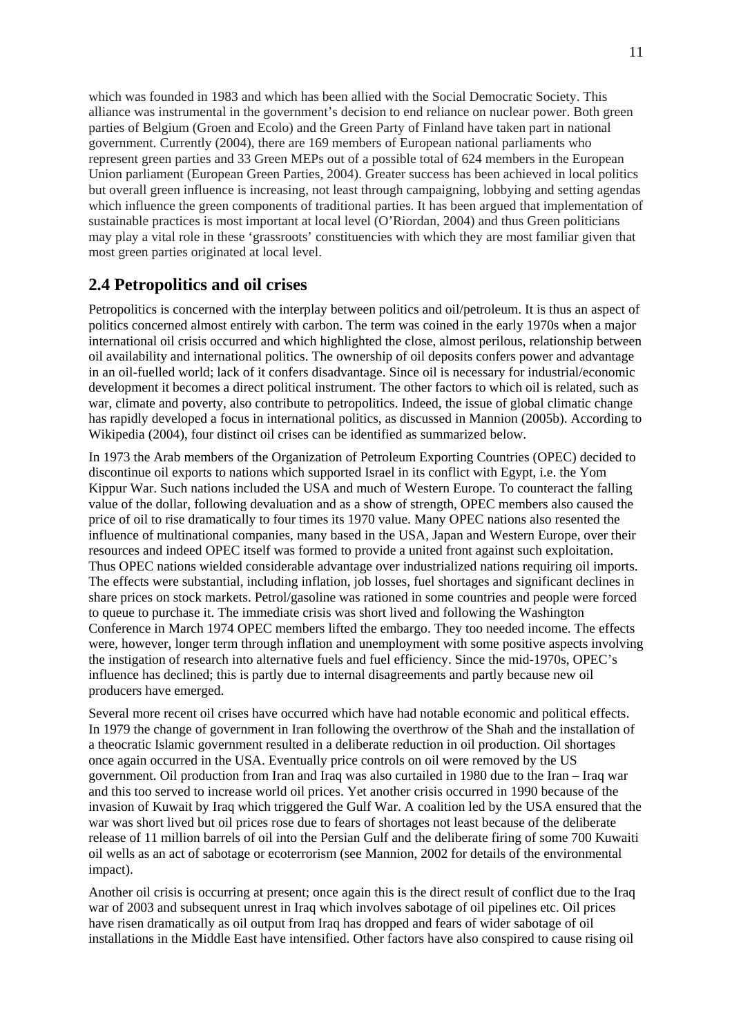which was founded in 1983 and which has been allied with the Social Democratic Society. This alliance was instrumental in the government's decision to end reliance on nuclear power. Both green parties of Belgium (Groen and Ecolo) and the Green Party of Finland have taken part in national government. Currently (2004), there are 169 members of European national parliaments who represent green parties and 33 Green MEPs out of a possible total of 624 members in the European Union parliament (European Green Parties, 2004). Greater success has been achieved in local politics but overall green influence is increasing, not least through campaigning, lobbying and setting agendas which influence the green components of traditional parties. It has been argued that implementation of sustainable practices is most important at local level (O'Riordan, 2004) and thus Green politicians may play a vital role in these 'grassroots' constituencies with which they are most familiar given that most green parties originated at local level.

## 2.4 Petropolitics and oil crises

Petropolitics is concerned with the interplay between politics and oil/petroleum. It is thus an aspect of politics concerned almost entirely with carbon. The term was coined in the early 1970s when a major international oil crisis occurred and which highlighted the close, almost perilous, relationship between oil availability and international politics. The ownership of oil deposits confers power and advantage in an oil-fuelled world; lack of it confers disadvantage. Since oil is necessary for industrial/economic development it becomes a direct political instrument. The other factors to which oil is related, such as war, climate and poverty, also contribute to petropolitics. Indeed, the issue of global climatic change has rapidly developed a focus in international politics, as discussed in Mannion (2005b). According to Wikipedia (2004), four distinct oil crises can be identified as summarized below.

In 1973 the Arab members of the Organization of Petroleum Exporting Countries (OPEC) decided to discontinue oil exports to nations which supported Israel in its conflict with Egypt, i.e. the Yom Kippur War. Such nations included the USA and much of Western Europe. To counteract the falling value of the dollar, following devaluation and as a show of strength, OPEC members also caused the price of oil to rise dramatically to four times its 1970 value. Many OPEC nations also resented the influence of multinational companies, many based in the USA, Japan and Western Europe, over their resources and indeed OPEC itself was formed to provide a united front against such exploitation. Thus OPEC nations wielded considerable advantage over industrialized nations requiring oil imports. The effects were substantial, including inflation, job losses, fuel shortages and significant declines in share prices on stock markets. Petrol/gasoline was rationed in some countries and people were forced to queue to purchase it. The immediate crisis was short lived and following the Washington Conference in March 1974 OPEC members lifted the embargo. They too needed income. The effects were, however, longer term through inflation and unemployment with some positive aspects involving the instigation of research into alternative fuels and fuel efficiency. Since the mid-1970s, OPEC's influence has declined; this is partly due to internal disagreements and partly because new oil producers have emerged.

Several more recent oil crises have occurred which have had notable economic and political effects. In 1979 the change of government in Iran following the overthrow of the Shah and the installation of a theocratic Islamic government resulted in a deliberate reduction in oil production. Oil shortages once again occurred in the USA. Eventually price controls on oil were removed by the US government. Oil production from Iran and Iraq was also curtailed in 1980 due to the Iran – Iraq war and this too served to increase world oil prices. Yet another crisis occurred in 1990 because of the invasion of Kuwait by Iraq which triggered the Gulf War. A coalition led by the USA ensured that the war was short lived but oil prices rose due to fears of shortages not least because of the deliberate release of 11 million barrels of oil into the Persian Gulf and the deliberate firing of some 700 Kuwaiti oil wells as an act of sabotage or ecoterrorism (see Mannion, 2002 for details of the environmental impact).

Another oil crisis is occurring at present; once again this is the direct result of conflict due to the Iraq war of 2003 and subsequent unrest in Iraq which involves sabotage of oil pipelines etc. Oil prices have risen dramatically as oil output from Iraq has dropped and fears of wider sabotage of oil installations in the Middle East have intensified. Other factors have also conspired to cause rising oil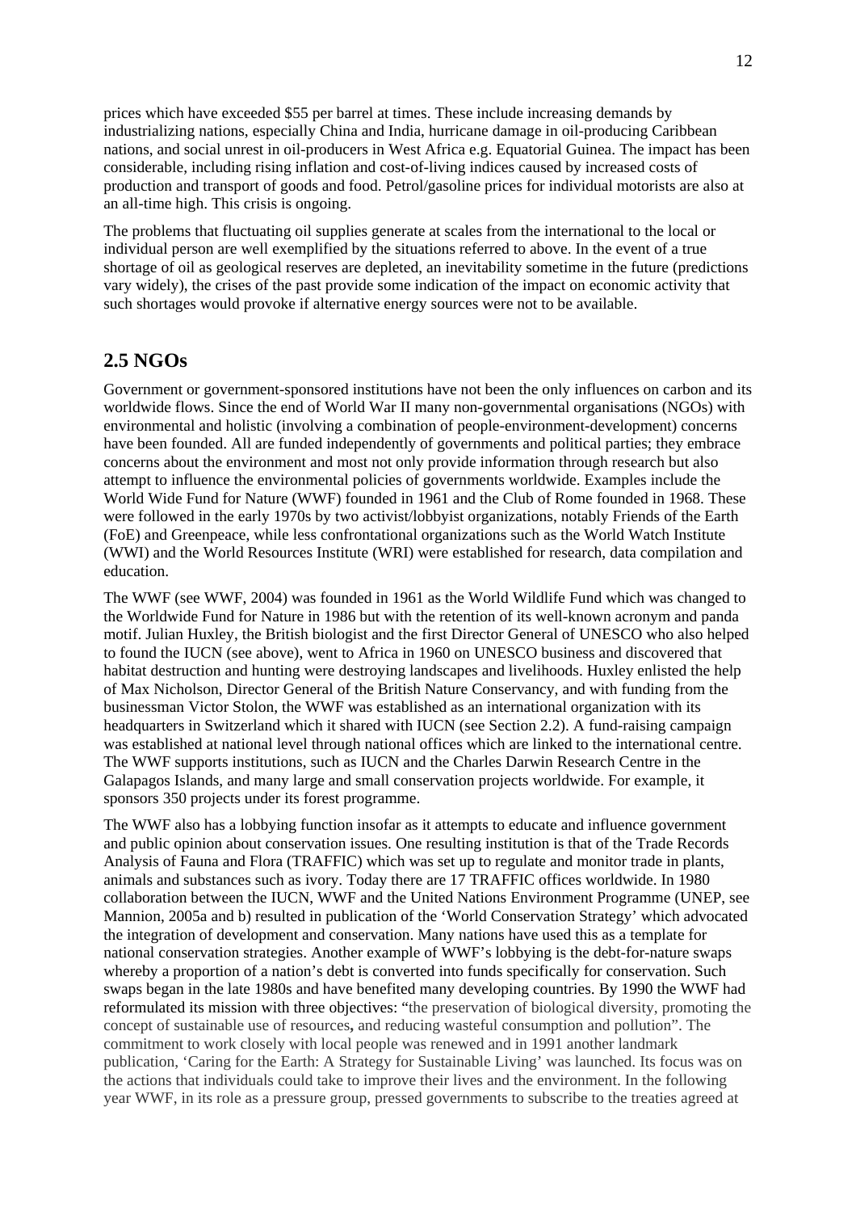prices which have exceeded $55 per barrel at times. These include increasing demands by industrializing nations, especially China and India, hurricane damage in oil-producing Caribbean nations, and social unrest in oil-producers in West Africa e.g. Equatorial Guinea. The impact has been considerable, including rising inflation and cost-of-living indices caused by increased costs of production and transport of goods and food. Petrol/gasoline prices for individual motorists are also at an all-time high. This crisis is ongoing.

The problems that fluctuating oil supplies generate at scales from the international to the local or individual person are well exemplified by the situations referred to above. In the event of a true shortage of oil as geological reserves are depleted, an inevitability sometime in the future (predictions vary widely), the crises of the past provide some indication of the impact on economic activity that such shortages would provoke if alternative energy sources were not to be available.

## 2.5 NGOs

Government or government-sponsored institutions have not been the only influences on carbon and its worldwide flows. Since the end of World War II many non-governmental organisations (NGOs) with environmental and holistic (involving a combination of people-environment-development) concerns have been founded. All are funded independently of governments and political parties; they embrace concerns about the environment and most not only provide information through research but also attempt to influence the environmental policies of governments worldwide. Examples include the World Wide Fund for Nature (WWF) founded in 1961 and the Club of Rome founded in 1968. These were followed in the early 1970s by two activist/lobbyist organizations, notably Friends of the Earth (FoE) and Greenpeace, while less confrontational organizations such as the World Watch Institute (WWI) and the World Resources Institute (WRI) were established for research, data compilation and education.

The WWF (see WWF, 2004) was founded in 1961 as the World Wildlife Fund which was changed to the Worldwide Fund for Nature in 1986 but with the retention of its well-known acronym and panda motif. Julian Huxley, the British biologist and the first Director General of UNESCO who also helped to found the IUCN (see above), went to Africa in 1960 on UNESCO business and discovered that habitat destruction and hunting were destroying landscapes and livelihoods. Huxley enlisted the help of Max Nicholson, Director General of the British Nature Conservancy, and with funding from the businessman Victor Stolon, the WWF was established as an international organization with its headquarters in Switzerland which it shared with IUCN (see Section 2.2). A fund-raising campaign was established at national level through national offices which are linked to the international centre. The WWF supports institutions, such as IUCN and the Charles Darwin Research Centre in the Galapagos Islands, and many large and small conservation projects worldwide. For example, it sponsors 350 projects under its forest programme.

The WWF also has a lobbying function insofar as it attempts to educate and influence government and public opinion about conservation issues. One resulting institution is that of the Trade Records Analysis of Fauna and Flora (TRAFFIC) which was set up to regulate and monitor trade in plants, animals and substances such as ivory. Today there are 17 TRAFFIC offices worldwide. In 1980 collaboration between the IUCN, WWF and the United Nations Environment Programme (UNEP, see Mannion, 2005a and b) resulted in publication of the 'World Conservation Strategy' which advocated the integration of development and conservation. Many nations have used this as a template for national conservation strategies. Another example of WWF's lobbying is the debt-for-nature swaps whereby a proportion of a nation's debt is converted into funds specifically for conservation. Such swaps began in the late 1980s and have benefited many developing countries. By 1990 the WWF had reformulated its mission with three objectives: "the preservation of biological diversity, promoting the concept of sustainable use of resources**,** and reducing wasteful consumption and pollution". The commitment to work closely with local people was renewed and in 1991 another landmark publication, 'Caring for the Earth: A Strategy for Sustainable Living' was launched. Its focus was on the actions that individuals could take to improve their lives and the environment. In the following year WWF, in its role as a pressure group, pressed governments to subscribe to the treaties agreed at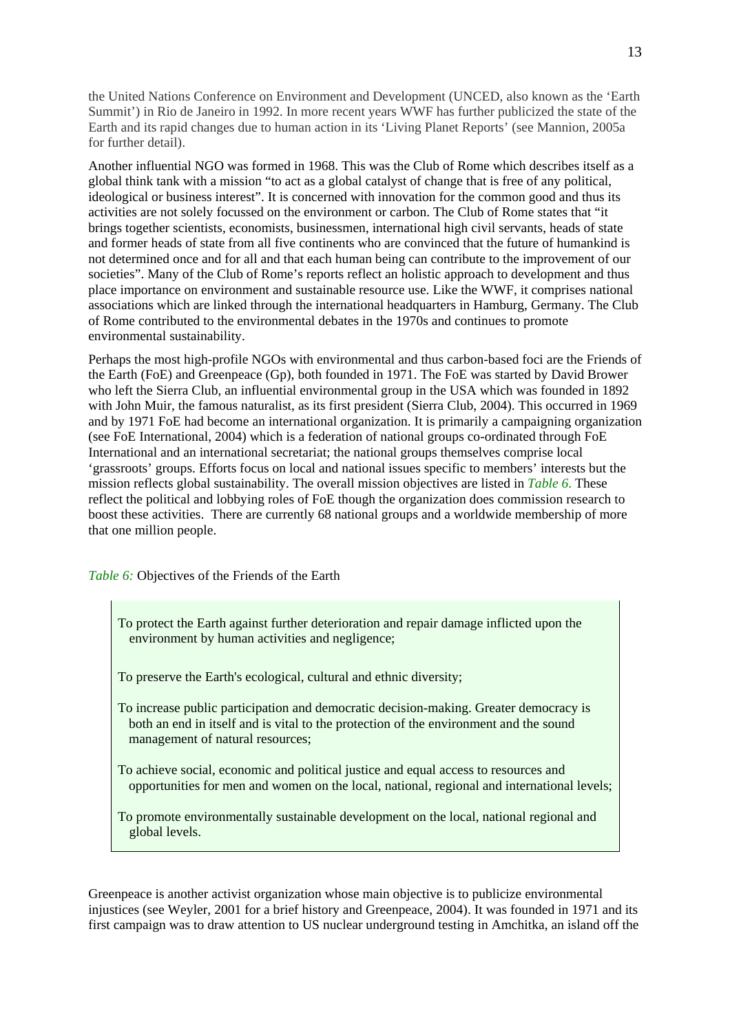the United Nations Conference on Environment and Development (UNCED, also known as the 'Earth Summit') in Rio de Janeiro in 1992. In more recent years WWF has further publicized the state of the Earth and its rapid changes due to human action in its 'Living Planet Reports' (see Mannion, 2005a for further detail).

Another influential NGO was formed in 1968. This was the Club of Rome which describes itself as a global think tank with a mission "to act as a global catalyst of change that is free of any political, ideological or business interest". It is concerned with innovation for the common good and thus its activities are not solely focussed on the environment or carbon. The Club of Rome states that "it brings together scientists, economists, businessmen, international high civil servants, heads of state and former heads of state from all five continents who are convinced that the future of humankind is not determined once and for all and that each human being can contribute to the improvement of our societies". Many of the Club of Rome's reports reflect an holistic approach to development and thus place importance on environment and sustainable resource use. Like the WWF, it comprises national associations which are linked through the international headquarters in Hamburg, Germany. The Club of Rome contributed to the environmental debates in the 1970s and continues to promote environmental sustainability.

Perhaps the most high-profile NGOs with environmental and thus carbon-based foci are the Friends of the Earth (FoE) and Greenpeace (Gp), both founded in 1971. The FoE was started by David Brower who left the Sierra Club, an influential environmental group in the USA which was founded in 1892 with John Muir, the famous naturalist, as its first president (Sierra Club, 2004). This occurred in 1969 and by 1971 FoE had become an international organization. It is primarily a campaigning organization (see FoE International, 2004) which is a federation of national groups co-ordinated through FoE International and an international secretariat; the national groups themselves comprise local 'grassroots' groups. Efforts focus on local and national issues specific to members' interests but the mission reflects global sustainability. The overall mission objectives are listed in *Table 6.* These reflect the political and lobbying roles of FoE though the organization does commission research to boost these activities. There are currently 68 national groups and a worldwide membership of more that one million people.

*Table 6:* Objectives of the Friends of the Earth

| |
|---|
| To protect the Earth against further deterioration and repair damage inflicted upon the environment by human activities and negligence; |
| To preserve the Earth's ecological, cultural and ethnic diversity; |
| To increase public participation and democratic decision-making. Greater democracy is both an end in itself and is vital to the protection of the environment and the sound management of natural resources; |
| To achieve social, economic and political justice and equal access to resources and opportunities for men and women on the local, national, regional and international levels; |
| To promote environmentally sustainable development on the local, national regional and global levels. |

Greenpeace is another activist organization whose main objective is to publicize environmental injustices (see Weyler, 2001 for a brief history and Greenpeace, 2004). It was founded in 1971 and its first campaign was to draw attention to US nuclear underground testing in Amchitka, an island off the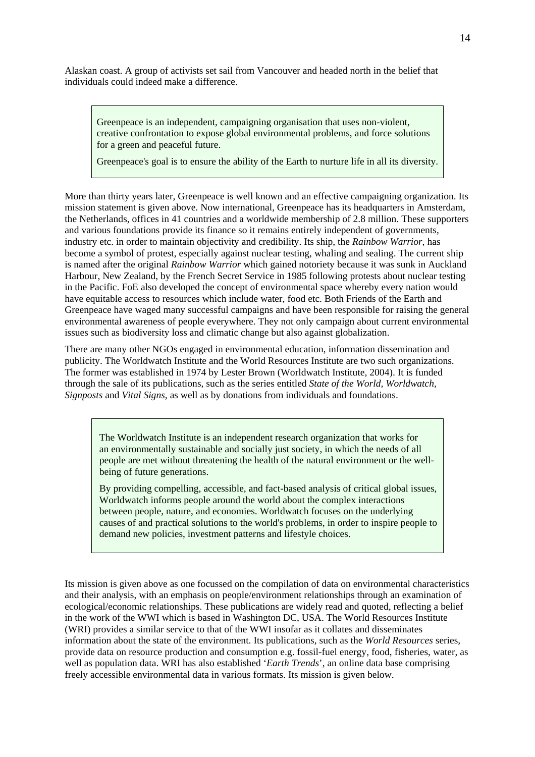Alaskan coast. A group of activists set sail from Vancouver and headed north in the belief that individuals could indeed make a difference.

> Greenpeace is an independent, campaigning organisation that uses non-violent, creative confrontation to expose global environmental problems, and force solutions for a green and peaceful future.
>
> Greenpeace's goal is to ensure the ability of the Earth to nurture life in all its diversity.

More than thirty years later, Greenpeace is well known and an effective campaigning organization. Its mission statement is given above. Now international, Greenpeace has its headquarters in Amsterdam, the Netherlands, offices in 41 countries and a worldwide membership of 2.8 million. These supporters and various foundations provide its finance so it remains entirely independent of governments, industry etc. in order to maintain objectivity and credibility. Its ship, the *Rainbow Warrior*, has become a symbol of protest, especially against nuclear testing, whaling and sealing. The current ship is named after the original *Rainbow Warrior* which gained notoriety because it was sunk in Auckland Harbour, New Zealand, by the French Secret Service in 1985 following protests about nuclear testing in the Pacific. FoE also developed the concept of environmental space whereby every nation would have equitable access to resources which include water, food etc. Both Friends of the Earth and Greenpeace have waged many successful campaigns and have been responsible for raising the general environmental awareness of people everywhere. They not only campaign about current environmental issues such as biodiversity loss and climatic change but also against globalization.

There are many other NGOs engaged in environmental education, information dissemination and publicity. The Worldwatch Institute and the World Resources Institute are two such organizations. The former was established in 1974 by Lester Brown (Worldwatch Institute, 2004). It is funded through the sale of its publications, such as the series entitled *State of the World*, *Worldwatch*, *Signposts* and *Vital Signs*, as well as by donations from individuals and foundations.

> The Worldwatch Institute is an independent research organization that works for an environmentally sustainable and socially just society, in which the needs of all people are met without threatening the health of the natural environment or the well-being of future generations.
>
> By providing compelling, accessible, and fact-based analysis of critical global issues, Worldwatch informs people around the world about the complex interactions between people, nature, and economies. Worldwatch focuses on the underlying causes of and practical solutions to the world's problems, in order to inspire people to demand new policies, investment patterns and lifestyle choices.

Its mission is given above as one focussed on the compilation of data on environmental characteristics and their analysis, with an emphasis on people/environment relationships through an examination of ecological/economic relationships. These publications are widely read and quoted, reflecting a belief in the work of the WWI which is based in Washington DC, USA. The World Resources Institute (WRI) provides a similar service to that of the WWI insofar as it collates and disseminates information about the state of the environment. Its publications, such as the *World Resources* series, provide data on resource production and consumption e.g. fossil-fuel energy, food, fisheries, water, as well as population data. WRI has also established '*Earth Trends*', an online data base comprising freely accessible environmental data in various formats. Its mission is given below.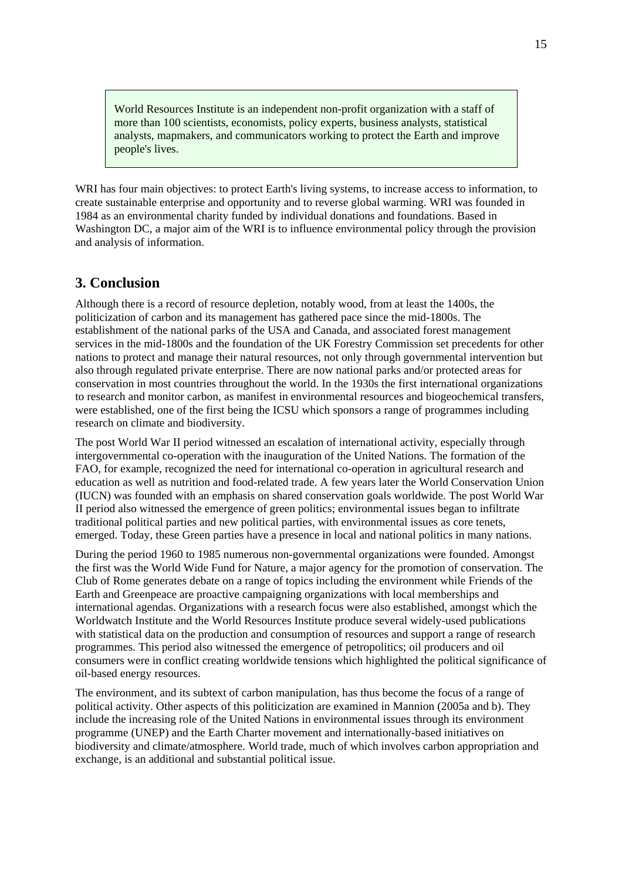> World Resources Institute is an independent non-profit organization with a staff of more than 100 scientists, economists, policy experts, business analysts, statistical analysts, mapmakers, and communicators working to protect the Earth and improve people's lives.

WRI has four main objectives: to protect Earth's living systems, to increase access to information, to create sustainable enterprise and opportunity and to reverse global warming. WRI was founded in 1984 as an environmental charity funded by individual donations and foundations. Based in Washington DC, a major aim of the WRI is to influence environmental policy through the provision and analysis of information.

## 3. Conclusion

Although there is a record of resource depletion, notably wood, from at least the 1400s, the politicization of carbon and its management has gathered pace since the mid-1800s. The establishment of the national parks of the USA and Canada, and associated forest management services in the mid-1800s and the foundation of the UK Forestry Commission set precedents for other nations to protect and manage their natural resources, not only through governmental intervention but also through regulated private enterprise. There are now national parks and/or protected areas for conservation in most countries throughout the world. In the 1930s the first international organizations to research and monitor carbon, as manifest in environmental resources and biogeochemical transfers, were established, one of the first being the ICSU which sponsors a range of programmes including research on climate and biodiversity.

The post World War II period witnessed an escalation of international activity, especially through intergovernmental co-operation with the inauguration of the United Nations. The formation of the FAO, for example, recognized the need for international co-operation in agricultural research and education as well as nutrition and food-related trade. A few years later the World Conservation Union (IUCN) was founded with an emphasis on shared conservation goals worldwide. The post World War II period also witnessed the emergence of green politics; environmental issues began to infiltrate traditional political parties and new political parties, with environmental issues as core tenets, emerged. Today, these Green parties have a presence in local and national politics in many nations.

During the period 1960 to 1985 numerous non-governmental organizations were founded. Amongst the first was the World Wide Fund for Nature, a major agency for the promotion of conservation. The Club of Rome generates debate on a range of topics including the environment while Friends of the Earth and Greenpeace are proactive campaigning organizations with local memberships and international agendas. Organizations with a research focus were also established, amongst which the Worldwatch Institute and the World Resources Institute produce several widely-used publications with statistical data on the production and consumption of resources and support a range of research programmes. This period also witnessed the emergence of petropolitics; oil producers and oil consumers were in conflict creating worldwide tensions which highlighted the political significance of oil-based energy resources.

The environment, and its subtext of carbon manipulation, has thus become the focus of a range of political activity. Other aspects of this politicization are examined in Mannion (2005a and b). They include the increasing role of the United Nations in environmental issues through its environment programme (UNEP) and the Earth Charter movement and internationally-based initiatives on biodiversity and climate/atmosphere. World trade, much of which involves carbon appropriation and exchange, is an additional and substantial political issue.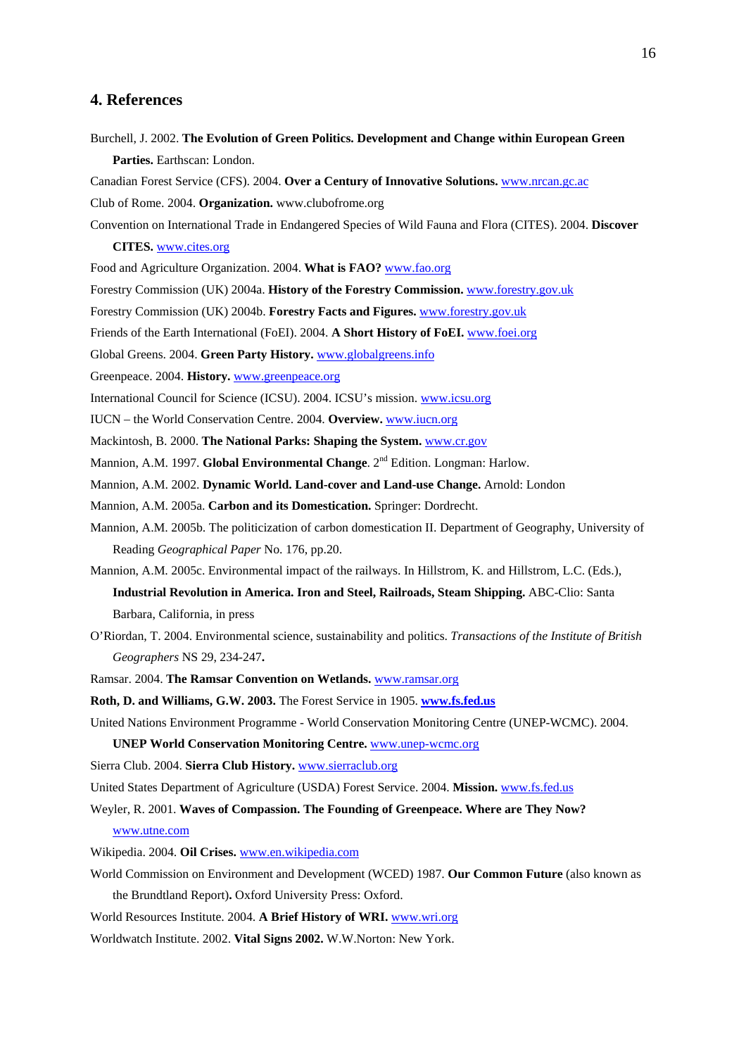## 4. References

Burchell, J. 2002. **The Evolution of Green Politics. Development and Change within European Green Parties.** Earthscan: London.

Canadian Forest Service (CFS). 2004. **Over a Century of Innovative Solutions.** www.nrcan.gc.ac

Club of Rome. 2004. **Organization.** www.clubofrome.org

Convention on International Trade in Endangered Species of Wild Fauna and Flora (CITES). 2004. **Discover CITES.** www.cites.org

Food and Agriculture Organization. 2004. **What is FAO?** www.fao.org

Forestry Commission (UK) 2004a. **History of the Forestry Commission.** www.forestry.gov.uk

Forestry Commission (UK) 2004b. **Forestry Facts and Figures.** www.forestry.gov.uk

Friends of the Earth International (FoEI). 2004. **A Short History of FoEI.** www.foei.org

Global Greens. 2004. **Green Party History.** www.globalgreens.info

Greenpeace. 2004. **History.** www.greenpeace.org

International Council for Science (ICSU). 2004. ICSU's mission. www.icsu.org

IUCN – the World Conservation Centre. 2004. **Overview.** www.iucn.org

Mackintosh, B. 2000. **The National Parks: Shaping the System.** www.cr.gov

Mannion, A.M. 1997. **Global Environmental Change**. 2nd Edition. Longman: Harlow.

Mannion, A.M. 2002. **Dynamic World. Land-cover and Land-use Change.** Arnold: London

Mannion, A.M. 2005a. **Carbon and its Domestication.** Springer: Dordrecht.

Mannion, A.M. 2005b. The politicization of carbon domestication II. Department of Geography, University of Reading *Geographical Paper* No. 176, pp.20.

Mannion, A.M. 2005c. Environmental impact of the railways. In Hillstrom, K. and Hillstrom, L.C. (Eds.), **Industrial Revolution in America. Iron and Steel, Railroads, Steam Shipping.** ABC-Clio: Santa Barbara, California, in press

O'Riordan, T. 2004. Environmental science, sustainability and politics. *Transactions of the Institute of British Geographers* NS 29, 234-247**.**

Ramsar. 2004. **The Ramsar Convention on Wetlands.** www.ramsar.org

**Roth, D. and Williams, G.W. 2003.** The Forest Service in 1905. **www.fs.fed.us**

United Nations Environment Programme - World Conservation Monitoring Centre (UNEP-WCMC). 2004. **UNEP World Conservation Monitoring Centre.** www.unep-wcmc.org

Sierra Club. 2004. **Sierra Club History.** www.sierraclub.org

United States Department of Agriculture (USDA) Forest Service. 2004. **Mission.** www.fs.fed.us

Weyler, R. 2001. **Waves of Compassion. The Founding of Greenpeace. Where are They Now?** www.utne.com

Wikipedia. 2004. **Oil Crises.** www.en.wikipedia.com

World Commission on Environment and Development (WCED) 1987. **Our Common Future** (also known as the Brundtland Report)**.** Oxford University Press: Oxford.

World Resources Institute. 2004. **A Brief History of WRI.** www.wri.org

Worldwatch Institute. 2002. **Vital Signs 2002.** W.W.Norton: New York.